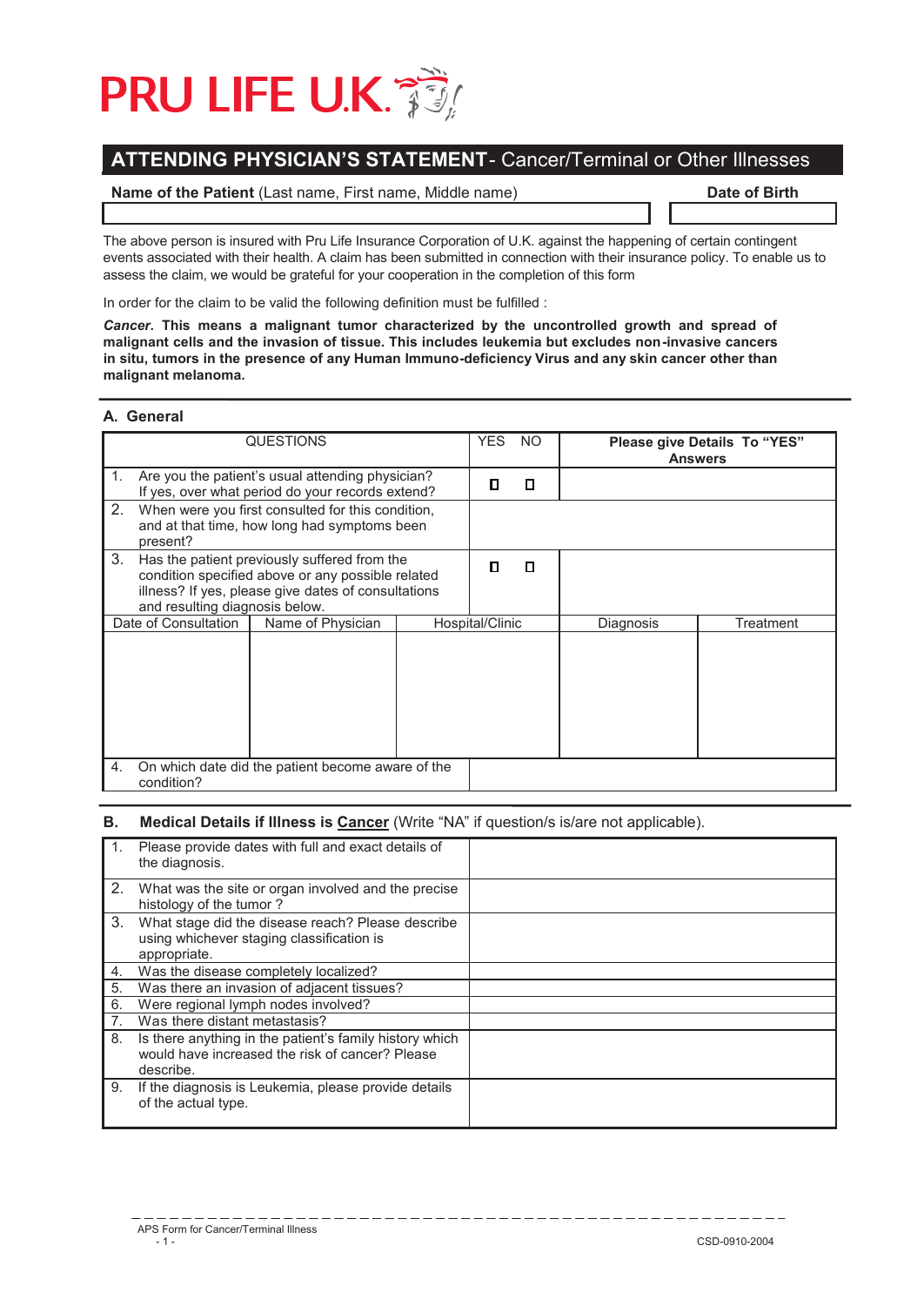# PRU LIFE U.K.

## ATTENDING PHYSICIAN'S STATEMENT - Cancer/Terminal or Other Illnesses

| **Name of the Patient** (Last name, First name, Middle name) | **Date of Birth** |
|---|---|
| | |

The above person is insured with Pru Life Insurance Corporation of U.K. against the happening of certain contingent events associated with their health. A claim has been submitted in connection with their insurance policy. To enable us to assess the claim, we would be grateful for your cooperation in the completion of this form

In order for the claim to be valid the following definition must be fulfilled :

***Cancer.*** **This means a malignant tumor characterized by the uncontrolled growth and spread of malignant cells and the invasion of tissue. This includes leukemia but excludes non-invasive cancers in situ, tumors in the presence of any Human Immuno-deficiency Virus and any skin cancer other than malignant melanoma.**

### A. General

| QUESTIONS | YES | NO | **Please give Details To "YES" Answers** |
|---|---|---|---|
| 1. Are you the patient's usual attending physician? If yes, over what period do your records extend? | ☐ | ☐ | |
| 2. When were you first consulted for this condition, and at that time, how long had symptoms been present? | | | |
| 3. Has the patient previously suffered from the condition specified above or any possible related illness? If yes, please give dates of consultations and resulting diagnosis below. | ☐ | ☐ | |

| Date of Consultation | Name of Physician | Hospital/Clinic | Diagnosis | Treatment |
|---|---|---|---|---|
| | | | | |

| | |
|---|---|
| 4. On which date did the patient become aware of the condition? | |

### B. Medical Details if Illness is Cancer (Write "NA" if question/s is/are not applicable).

| | |
|---|---|
| 1. Please provide dates with full and exact details of the diagnosis. | |
| 2. What was the site or organ involved and the precise histology of the tumor ? | |
| 3. What stage did the disease reach? Please describe using whichever staging classification is appropriate. | |
| 4. Was the disease completely localized? | |
| 5. Was there an invasion of adjacent tissues? | |
| 6. Were regional lymph nodes involved? | |
| 7. Was there distant metastasis? | |
| 8. Is there anything in the patient's family history which would have increased the risk of cancer? Please describe. | |
| 9. If the diagnosis is Leukemia, please provide details of the actual type. | |

APS Form for Cancer/Terminal Illness

CSD-0910-2004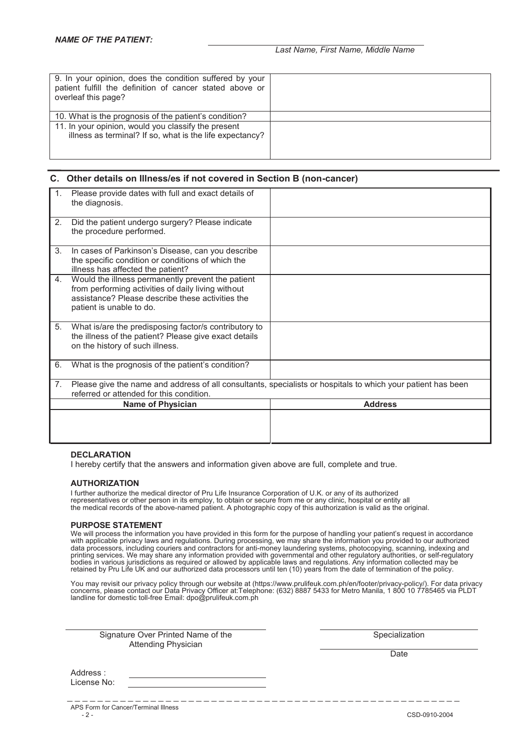***NAME OF THE PATIENT:*** ______________________________

*Last Name, First Name, Middle Name*

| | |
|---|---|
| 9. In your opinion, does the condition suffered by your patient fulfill the definition of cancer stated above or overleaf this page? | |
| 10. What is the prognosis of the patient's condition? | |
| 11. In your opinion, would you classify the present illness as terminal? If so, what is the life expectancy? | |

## C. Other details on Illness/es if not covered in Section B (non-cancer)

| | |
|---|---|
| 1. Please provide dates with full and exact details of the diagnosis. | |
| 2. Did the patient undergo surgery? Please indicate the procedure performed. | |
| 3. In cases of Parkinson's Disease, can you describe the specific condition or conditions of which the illness has affected the patient? | |
| 4. Would the illness permanently prevent the patient from performing activities of daily living without assistance? Please describe these activities the patient is unable to do. | |
| 5. What is/are the predisposing factor/s contributory to the illness of the patient? Please give exact details on the history of such illness. | |
| 6. What is the prognosis of the patient's condition? | |

7. Please give the name and address of all consultants, specialists or hospitals to which your patient has been referred or attended for this condition.

| Name of Physician | Address |
|---|---|
| | |

**DECLARATION**

I hereby certify that the answers and information given above are full, complete and true.

**AUTHORIZATION**

I further authorize the medical director of Pru Life Insurance Corporation of U.K. or any of its authorized representatives or other person in its employ, to obtain or secure from me or any clinic, hospital or entity all the medical records of the above-named patient. A photographic copy of this authorization is valid as the original.

**PURPOSE STATEMENT**

We will process the information you have provided in this form for the purpose of handling your patient's request in accordance with applicable privacy laws and regulations. During processing, we may share the information you provided to our authorized data processors, including couriers and contractors for anti-money laundering systems, photocopying, scanning, indexing and printing services. We may share any information provided with governmental and other regulatory authorities, or self-regulatory bodies in various jurisdictions as required or allowed by applicable laws and regulations. Any information collected may be retained by Pru Life UK and our authorized data processors until ten (10) years from the date of termination of the policy.

You may revisit our privacy policy through our website at (https://www.prulifeuk.com.ph/en/footer/privacy-policy/). For data privacy concerns, please contact our Data Privacy Officer at:Telephone: (632) 8887 5433 for Metro Manila, 1 800 10 7785465 via PLDT landline for domestic toll-free Email: dpo@prulifeuk.com.ph

______________________________
Signature Over Printed Name of the Attending Physician

______________________________
Specialization

______________________________
Date

Address : ______________________________

License No: ______________________________

APS Form for Cancer/Terminal Illness

CSD-0910-2004